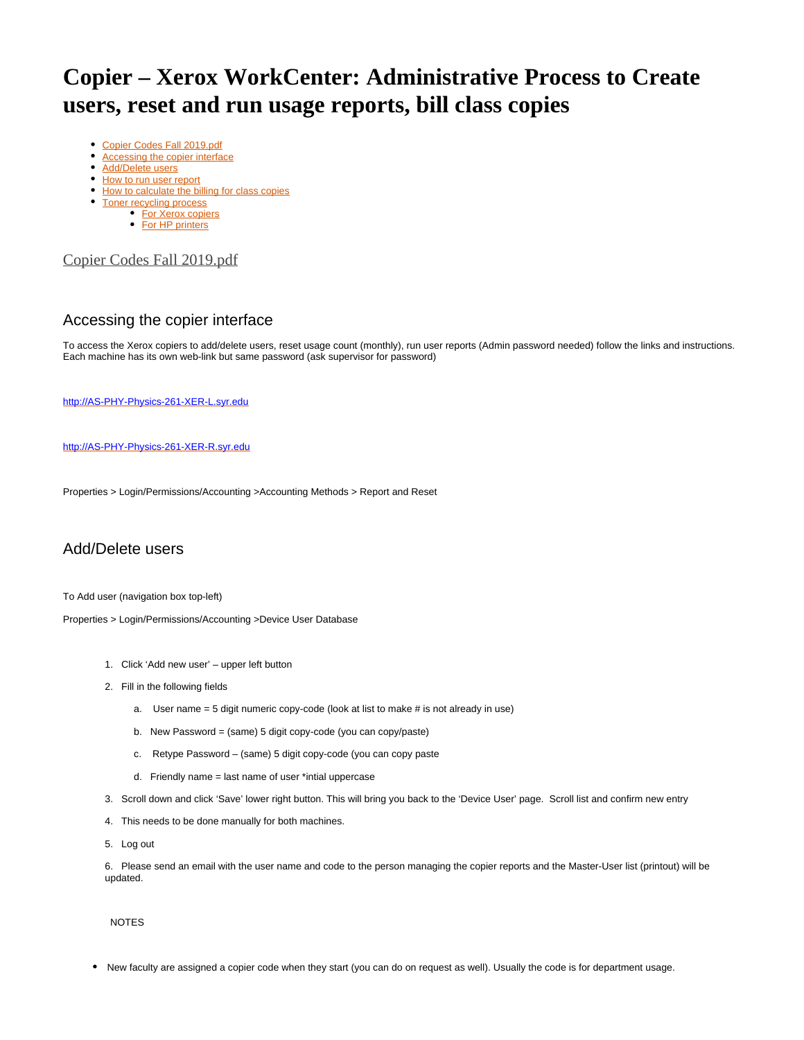# Copier – Xerox WorkCenter: Administrative Process to Create users, reset and run usage reports, bill class copies

- Copier Codes Fall 2019.pdf
- Accessing the copier interface
- Add/Delete users
- How to run user report
- How to calculate the billing for class copies
- Toner recycling process
  - For Xerox copiers
  - For HP printers

Copier Codes Fall 2019.pdf

## Accessing the copier interface

To access the Xerox copiers to add/delete users, reset usage count (monthly), run user reports (Admin password needed) follow the links and instructions. Each machine has its own web-link but same password (ask supervisor for password)

http://AS-PHY-Physics-261-XER-L.syr.edu

http://AS-PHY-Physics-261-XER-R.syr.edu

Properties > Login/Permissions/Accounting >Accounting Methods > Report and Reset

## Add/Delete users

To Add user (navigation box top-left)

Properties > Login/Permissions/Accounting >Device User Database

1. Click 'Add new user' – upper left button
2. Fill in the following fields
   a. User name = 5 digit numeric copy-code (look at list to make # is not already in use)
   b. New Password = (same) 5 digit copy-code (you can copy/paste)
   c. Retype Password – (same) 5 digit copy-code (you can copy paste
   d. Friendly name = last name of user *intial uppercase
3. Scroll down and click 'Save' lower right button. This will bring you back to the 'Device User' page. Scroll list and confirm new entry
4. This needs to be done manually for both machines.
5. Log out
6. Please send an email with the user name and code to the person managing the copier reports and the Master-User list (printout) will be updated.

NOTES

- New faculty are assigned a copier code when they start (you can do on request as well). Usually the code is for department usage.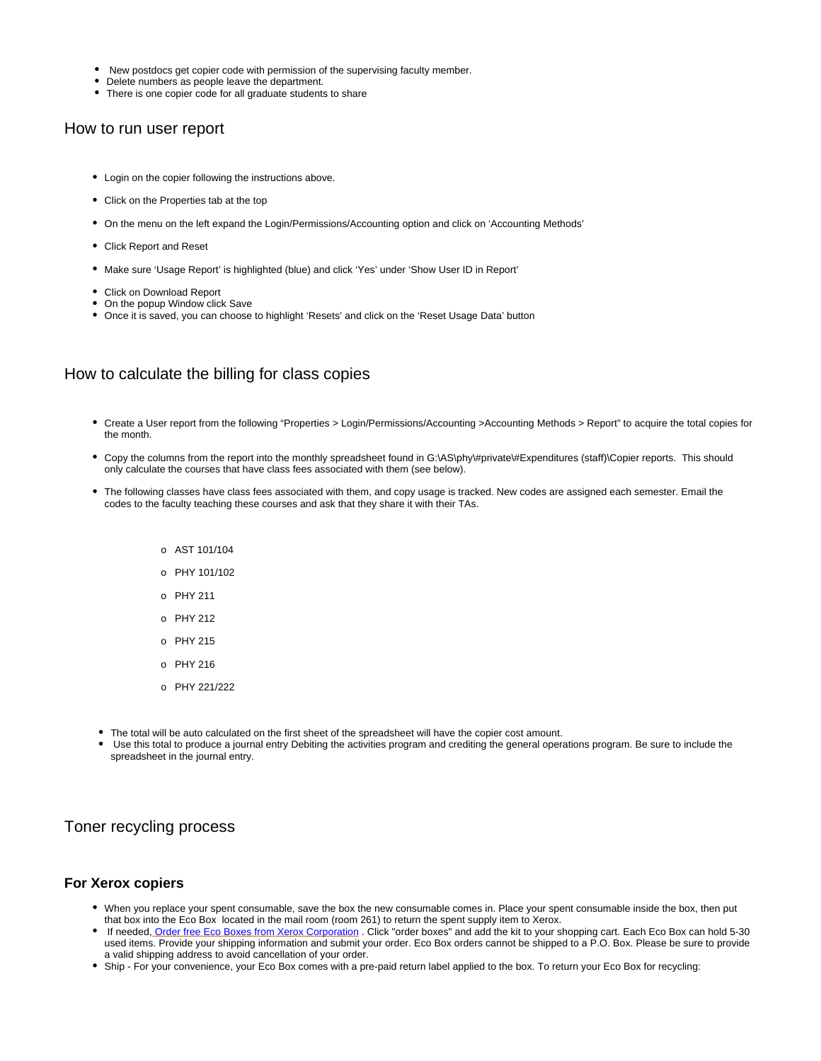- New postdocs get copier code with permission of the supervising faculty member.
- Delete numbers as people leave the department.
- There is one copier code for all graduate students to share

## How to run user report

- Login on the copier following the instructions above.
- Click on the Properties tab at the top
- On the menu on the left expand the Login/Permissions/Accounting option and click on 'Accounting Methods'
- Click Report and Reset
- Make sure 'Usage Report' is highlighted (blue) and click 'Yes' under 'Show User ID in Report'
- Click on Download Report
- On the popup Window click Save
- Once it is saved, you can choose to highlight 'Resets' and click on the 'Reset Usage Data' button

## How to calculate the billing for class copies

- Create a User report from the following "Properties > Login/Permissions/Accounting >Accounting Methods > Report" to acquire the total copies for the month.
- Copy the columns from the report into the monthly spreadsheet found in G:\AS\phy\#private\#Expenditures (staff)\Copier reports. This should only calculate the courses that have class fees associated with them (see below).
- The following classes have class fees associated with them, and copy usage is tracked. New codes are assigned each semester. Email the codes to the faculty teaching these courses and ask that they share it with their TAs.
    - AST 101/104
    - PHY 101/102
    - PHY 211
    - PHY 212
    - PHY 215
    - PHY 216
    - PHY 221/222
- The total will be auto calculated on the first sheet of the spreadsheet will have the copier cost amount.
- Use this total to produce a journal entry Debiting the activities program and crediting the general operations program. Be sure to include the spreadsheet in the journal entry.

## Toner recycling process

### For Xerox copiers

- When you replace your spent consumable, save the box the new consumable comes in. Place your spent consumable inside the box, then put that box into the Eco Box located in the mail room (room 261) to return the spent supply item to Xerox.
- If needed, [Order free Eco Boxes from Xerox Corporation](). Click "order boxes" and add the kit to your shopping cart. Each Eco Box can hold 5-30 used items. Provide your shipping information and submit your order. Eco Box orders cannot be shipped to a P.O. Box. Please be sure to provide a valid shipping address to avoid cancellation of your order.
- Ship - For your convenience, your Eco Box comes with a pre-paid return label applied to the box. To return your Eco Box for recycling: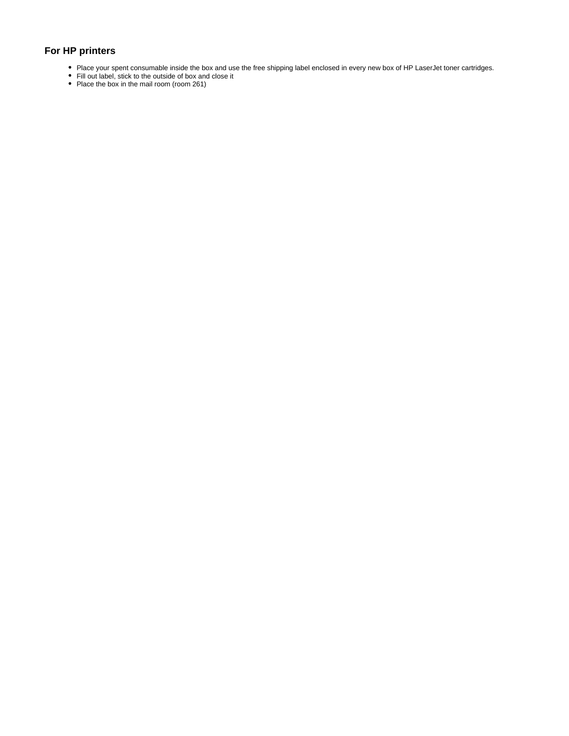### For HP printers

- Place your spent consumable inside the box and use the free shipping label enclosed in every new box of HP LaserJet toner cartridges.
- Fill out label, stick to the outside of box and close it
- Place the box in the mail room (room 261)